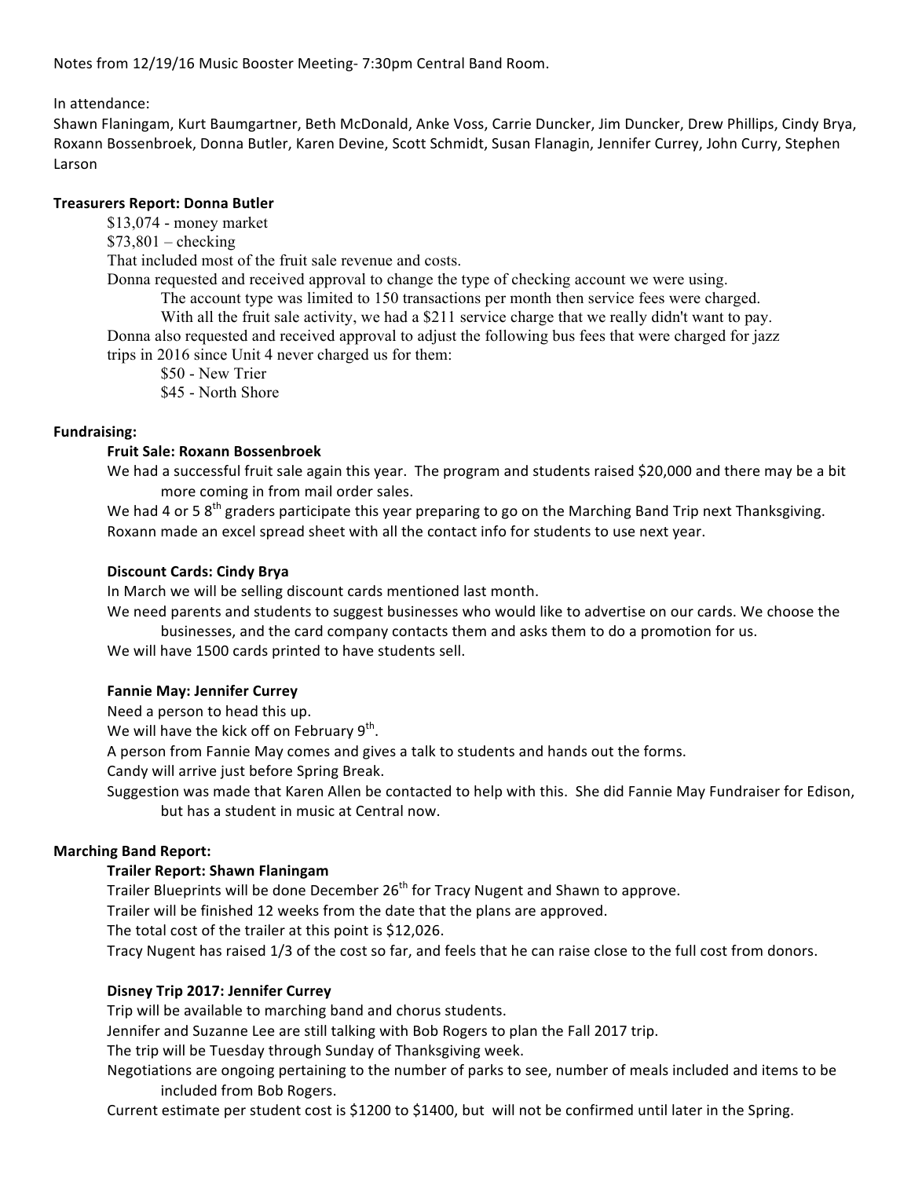Notes from 12/19/16 Music Booster Meeting- 7:30pm Central Band Room.

In attendance:
Shawn Flaningam, Kurt Baumgartner, Beth McDonald, Anke Voss, Carrie Duncker, Jim Duncker, Drew Phillips, Cindy Brya, Roxann Bossenbroek, Donna Butler, Karen Devine, Scott Schmidt, Susan Flanagin, Jennifer Currey, John Curry, Stephen Larson

**Treasurers Report: Donna Butler**

$13,074 - money market
$73,801 – checking
That included most of the fruit sale revenue and costs.
Donna requested and received approval to change the type of checking account we were using.
The account type was limited to 150 transactions per month then service fees were charged.
With all the fruit sale activity, we had a $211 service charge that we really didn't want to pay.
Donna also requested and received approval to adjust the following bus fees that were charged for jazz trips in 2016 since Unit 4 never charged us for them:
$50 - New Trier
$45 - North Shore

**Fundraising:**

**Fruit Sale: Roxann Bossenbroek**

We had a successful fruit sale again this year. The program and students raised $20,000 and there may be a bit more coming in from mail order sales.
We had 4 or 5 8th graders participate this year preparing to go on the Marching Band Trip next Thanksgiving.
Roxann made an excel spread sheet with all the contact info for students to use next year.

**Discount Cards: Cindy Brya**

In March we will be selling discount cards mentioned last month.
We need parents and students to suggest businesses who would like to advertise on our cards. We choose the businesses, and the card company contacts them and asks them to do a promotion for us.
We will have 1500 cards printed to have students sell.

**Fannie May: Jennifer Currey**

Need a person to head this up.
We will have the kick off on February 9th.
A person from Fannie May comes and gives a talk to students and hands out the forms.
Candy will arrive just before Spring Break.
Suggestion was made that Karen Allen be contacted to help with this. She did Fannie May Fundraiser for Edison, but has a student in music at Central now.

**Marching Band Report:**

**Trailer Report: Shawn Flaningam**

Trailer Blueprints will be done December 26th for Tracy Nugent and Shawn to approve.
Trailer will be finished 12 weeks from the date that the plans are approved.
The total cost of the trailer at this point is $12,026.
Tracy Nugent has raised 1/3 of the cost so far, and feels that he can raise close to the full cost from donors.

**Disney Trip 2017: Jennifer Currey**

Trip will be available to marching band and chorus students.
Jennifer and Suzanne Lee are still talking with Bob Rogers to plan the Fall 2017 trip.
The trip will be Tuesday through Sunday of Thanksgiving week.
Negotiations are ongoing pertaining to the number of parks to see, number of meals included and items to be included from Bob Rogers.
Current estimate per student cost is $1200 to $1400, but will not be confirmed until later in the Spring.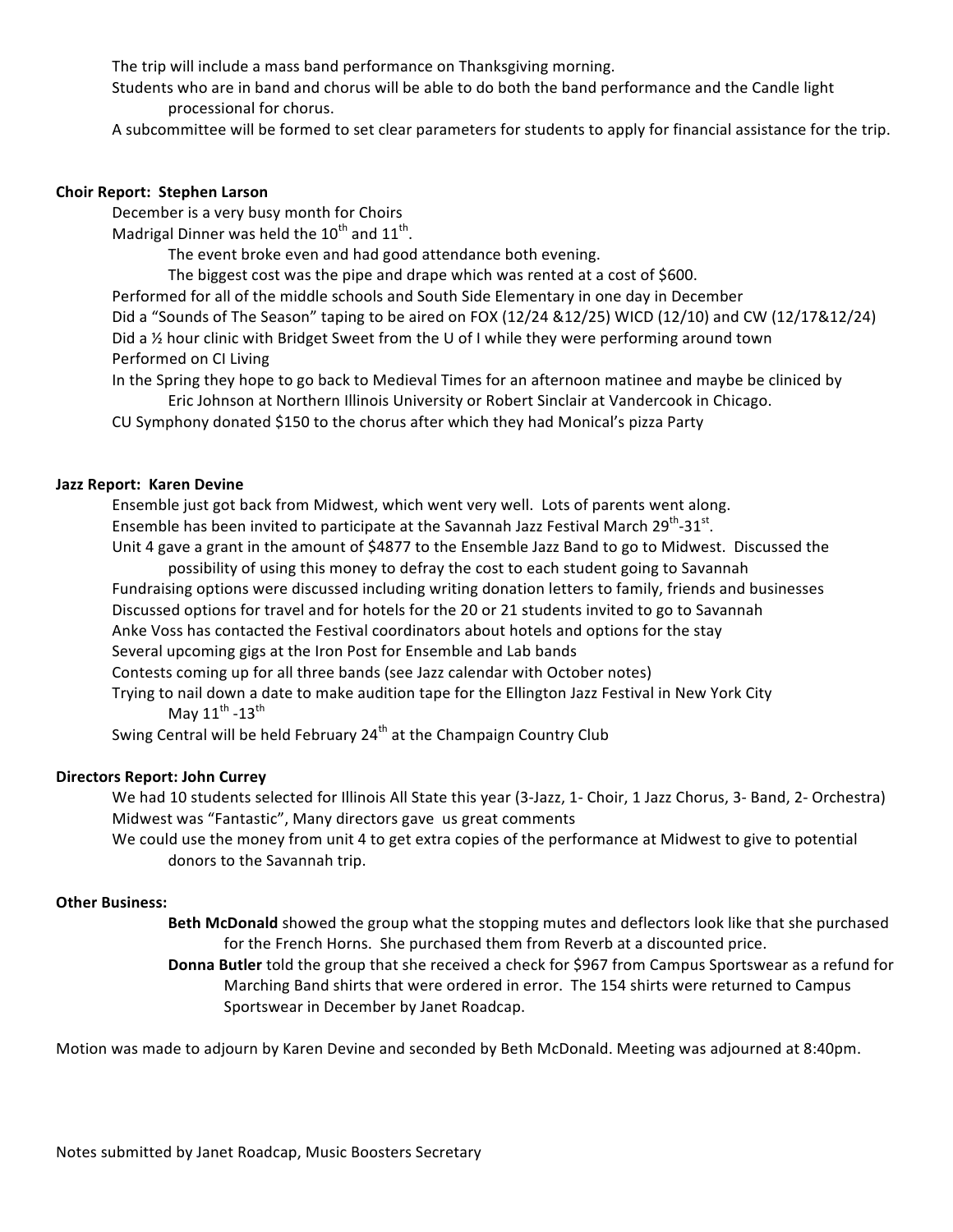The trip will include a mass band performance on Thanksgiving morning.

Students who are in band and chorus will be able to do both the band performance and the Candle light processional for chorus.

A subcommittee will be formed to set clear parameters for students to apply for financial assistance for the trip.

**Choir Report: Stephen Larson**

- December is a very busy month for Choirs
- Madrigal Dinner was held the 10th and 11th.
  - The event broke even and had good attendance both evening.
  - The biggest cost was the pipe and drape which was rented at a cost of $600.
- Performed for all of the middle schools and South Side Elementary in one day in December
- Did a "Sounds of The Season" taping to be aired on FOX (12/24 &12/25) WICD (12/10) and CW (12/17&12/24)
- Did a ½ hour clinic with Bridget Sweet from the U of I while they were performing around town
- Performed on CI Living
- In the Spring they hope to go back to Medieval Times for an afternoon matinee and maybe be cliniced by Eric Johnson at Northern Illinois University or Robert Sinclair at Vandercook in Chicago.
- CU Symphony donated $150 to the chorus after which they had Monical's pizza Party

**Jazz Report: Karen Devine**

- Ensemble just got back from Midwest, which went very well. Lots of parents went along.
- Ensemble has been invited to participate at the Savannah Jazz Festival March 29th-31st.
- Unit 4 gave a grant in the amount of $4877 to the Ensemble Jazz Band to go to Midwest. Discussed the possibility of using this money to defray the cost to each student going to Savannah
- Fundraising options were discussed including writing donation letters to family, friends and businesses
- Discussed options for travel and for hotels for the 20 or 21 students invited to go to Savannah
- Anke Voss has contacted the Festival coordinators about hotels and options for the stay
- Several upcoming gigs at the Iron Post for Ensemble and Lab bands
- Contests coming up for all three bands (see Jazz calendar with October notes)
- Trying to nail down a date to make audition tape for the Ellington Jazz Festival in New York City May 11th -13th
- Swing Central will be held February 24th at the Champaign Country Club

**Directors Report: John Currey**

- We had 10 students selected for Illinois All State this year (3-Jazz, 1- Choir, 1 Jazz Chorus, 3- Band, 2- Orchestra)
- Midwest was "Fantastic", Many directors gave us great comments
- We could use the money from unit 4 to get extra copies of the performance at Midwest to give to potential donors to the Savannah trip.

**Other Business:**

**Beth McDonald** showed the group what the stopping mutes and deflectors look like that she purchased for the French Horns. She purchased them from Reverb at a discounted price.

**Donna Butler** told the group that she received a check for $967 from Campus Sportswear as a refund for Marching Band shirts that were ordered in error. The 154 shirts were returned to Campus Sportswear in December by Janet Roadcap.

Motion was made to adjourn by Karen Devine and seconded by Beth McDonald. Meeting was adjourned at 8:40pm.

Notes submitted by Janet Roadcap, Music Boosters Secretary